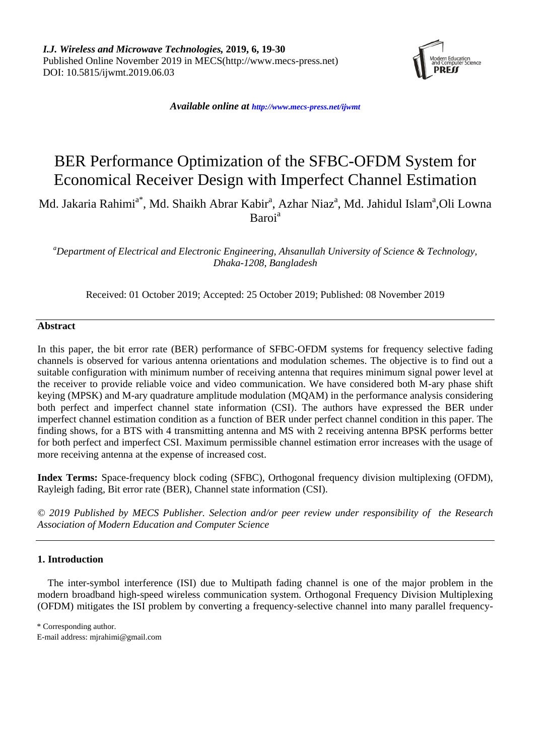# BER Performance Optimization of the SFBC-OFDM System for Economical Receiver Design with Imperfect Channel Estimation

Md. Jakaria Rahimi[a*], Md. Shaikh Abrar Kabir[a], Azhar Niaz[a], Md. Jahidul Islam[a], Oli Lowna Baroi[a]

*[a]Department of Electrical and Electronic Engineering, Ahsanullah University of Science & Technology, Dhaka-1208, Bangladesh*

Received: 01 October 2019; Accepted: 25 October 2019; Published: 08 November 2019

## Abstract

In this paper, the bit error rate (BER) performance of SFBC-OFDM systems for frequency selective fading channels is observed for various antenna orientations and modulation schemes. The objective is to find out a suitable configuration with minimum number of receiving antenna that requires minimum signal power level at the receiver to provide reliable voice and video communication. We have considered both M-ary phase shift keying (MPSK) and M-ary quadrature amplitude modulation (MQAM) in the performance analysis considering both perfect and imperfect channel state information (CSI). The authors have expressed the BER under imperfect channel estimation condition as a function of BER under perfect channel condition in this paper. The finding shows, for a BTS with 4 transmitting antenna and MS with 2 receiving antenna BPSK performs better for both perfect and imperfect CSI. Maximum permissible channel estimation error increases with the usage of more receiving antenna at the expense of increased cost.

**Index Terms:** Space-frequency block coding (SFBC), Orthogonal frequency division multiplexing (OFDM), Rayleigh fading, Bit error rate (BER), Channel state information (CSI).

*© 2019 Published by MECS Publisher. Selection and/or peer review under responsibility of the Research Association of Modern Education and Computer Science*

## 1. Introduction

The inter-symbol interference (ISI) due to Multipath fading channel is one of the major problem in the modern broadband high-speed wireless communication system. Orthogonal Frequency Division Multiplexing (OFDM) mitigates the ISI problem by converting a frequency-selective channel into many parallel frequency-

\* Corresponding author.
E-mail address: mjrahimi@gmail.com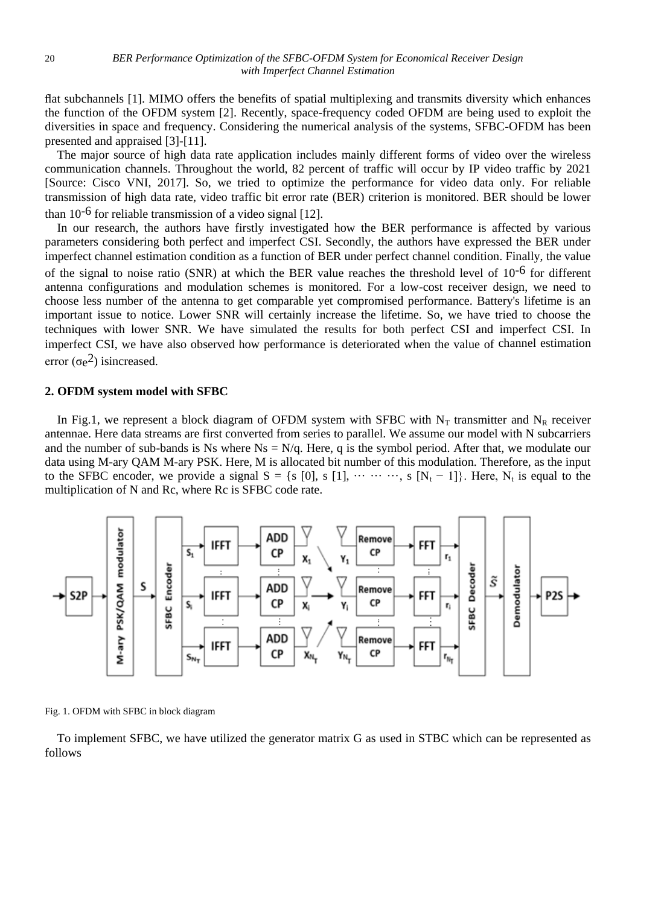flat subchannels [1]. MIMO offers the benefits of spatial multiplexing and transmits diversity which enhances the function of the OFDM system [2]. Recently, space-frequency coded OFDM are being used to exploit the diversities in space and frequency. Considering the numerical analysis of the systems, SFBC-OFDM has been presented and appraised [3]-[11].

The major source of high data rate application includes mainly different forms of video over the wireless communication channels. Throughout the world, 82 percent of traffic will occur by IP video traffic by 2021 [Source: Cisco VNI, 2017]. So, we tried to optimize the performance for video data only. For reliable transmission of high data rate, video traffic bit error rate (BER) criterion is monitored. BER should be lower than $10^{-6}$ for reliable transmission of a video signal [12].

In our research, the authors have firstly investigated how the BER performance is affected by various parameters considering both perfect and imperfect CSI. Secondly, the authors have expressed the BER under imperfect channel estimation condition as a function of BER under perfect channel condition. Finally, the value of the signal to noise ratio (SNR) at which the BER value reaches the threshold level of $10^{-6}$ for different antenna configurations and modulation schemes is monitored. For a low-cost receiver design, we need to choose less number of the antenna to get comparable yet compromised performance. Battery's lifetime is an important issue to notice. Lower SNR will certainly increase the lifetime. So, we have tried to choose the techniques with lower SNR. We have simulated the results for both perfect CSI and imperfect CSI. In imperfect CSI, we have also observed how performance is deteriorated when the value of channel estimation error ($\sigma_e^2$) isincreased.

## 2. OFDM system model with SFBC

In Fig.1, we represent a block diagram of OFDM system with SFBC with $N_T$ transmitter and $N_R$ receiver antennae. Here data streams are first converted from series to parallel. We assume our model with N subcarriers and the number of sub-bands is Ns where Ns = N/q. Here, q is the symbol period. After that, we modulate our data using M-ary QAM M-ary PSK. Here, M is allocated bit number of this modulation. Therefore, as the input to the SFBC encoder, we provide a signal $S = \{s\,[0],\, s\,[1],\, \cdots \cdots \cdots,\, s\,[N_t - 1]\}$. Here, $N_t$ is equal to the multiplication of N and Rc, where Rc is SFBC code rate.

Fig. 1. OFDM with SFBC in block diagram

To implement SFBC, we have utilized the generator matrix G as used in STBC which can be represented as follows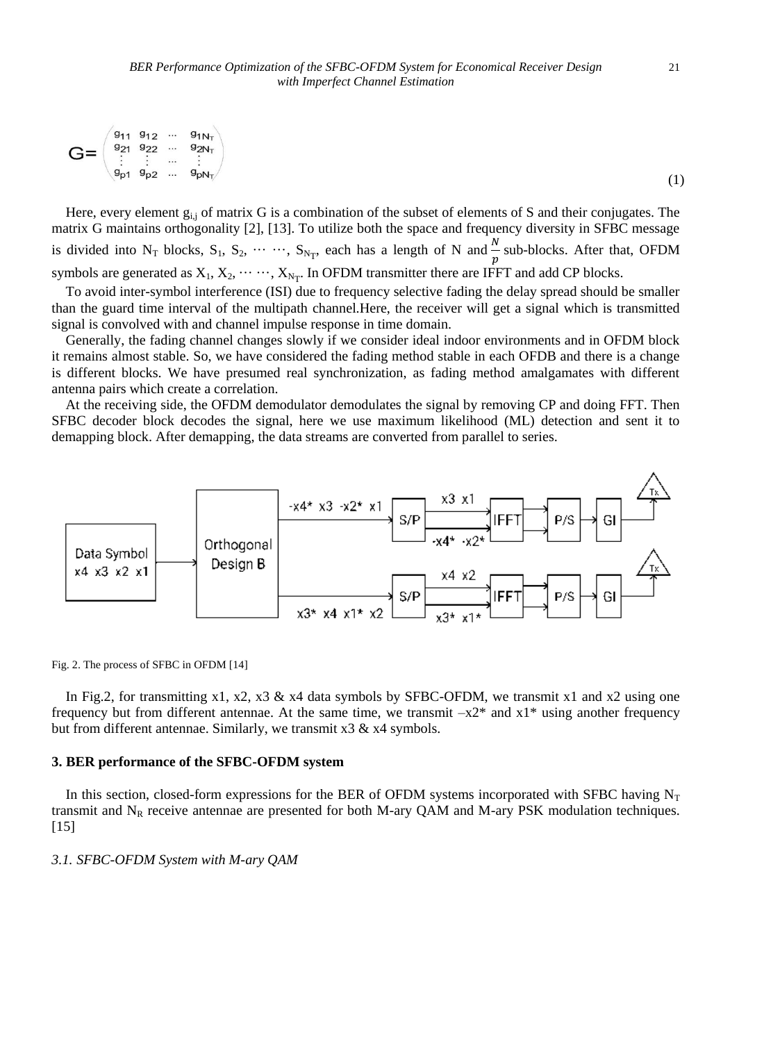$$G=\begin{pmatrix} g_{11} & g_{12} & \cdots & g_{1N_T} \\ g_{21} & g_{22} & \cdots & g_{2N_T} \\ \vdots & \vdots & \cdots & \vdots \\ g_{p1} & g_{p2} & \cdots & g_{pN_T} \end{pmatrix} \tag{1}$$

Here, every element $g_{i,j}$ of matrix G is a combination of the subset of elements of S and their conjugates. The matrix G maintains orthogonality [2], [13]. To utilize both the space and frequency diversity in SFBC message is divided into $N_T$ blocks, $S_1$, $S_2$, $\cdots \cdots$, $S_{N_T}$, each has a length of N and $\frac{N}{p}$ sub-blocks. After that, OFDM symbols are generated as $X_1$, $X_2$, $\cdots \cdots$, $X_{N_T}$. In OFDM transmitter there are IFFT and add CP blocks.

To avoid inter-symbol interference (ISI) due to frequency selective fading the delay spread should be smaller than the guard time interval of the multipath channel.Here, the receiver will get a signal which is transmitted signal is convolved with and channel impulse response in time domain.

Generally, the fading channel changes slowly if we consider ideal indoor environments and in OFDM block it remains almost stable. So, we have considered the fading method stable in each OFDB and there is a change is different blocks. We have presumed real synchronization, as fading method amalgamates with different antenna pairs which create a correlation.

At the receiving side, the OFDM demodulator demodulates the signal by removing CP and doing FFT. Then SFBC decoder block decodes the signal, here we use maximum likelihood (ML) detection and sent it to demapping block. After demapping, the data streams are converted from parallel to series.

Fig. 2. The process of SFBC in OFDM [14]

In Fig.2, for transmitting x1, x2, x3 & x4 data symbols by SFBC-OFDM, we transmit x1 and x2 using one frequency but from different antennae. At the same time, we transmit –x2* and x1* using another frequency but from different antennae. Similarly, we transmit x3 & x4 symbols.

### 3. BER performance of the SFBC-OFDM system

In this section, closed-form expressions for the BER of OFDM systems incorporated with SFBC having $N_T$ transmit and $N_R$ receive antennae are presented for both M-ary QAM and M-ary PSK modulation techniques. [15]

#### *3.1. SFBC-OFDM System with M-ary QAM*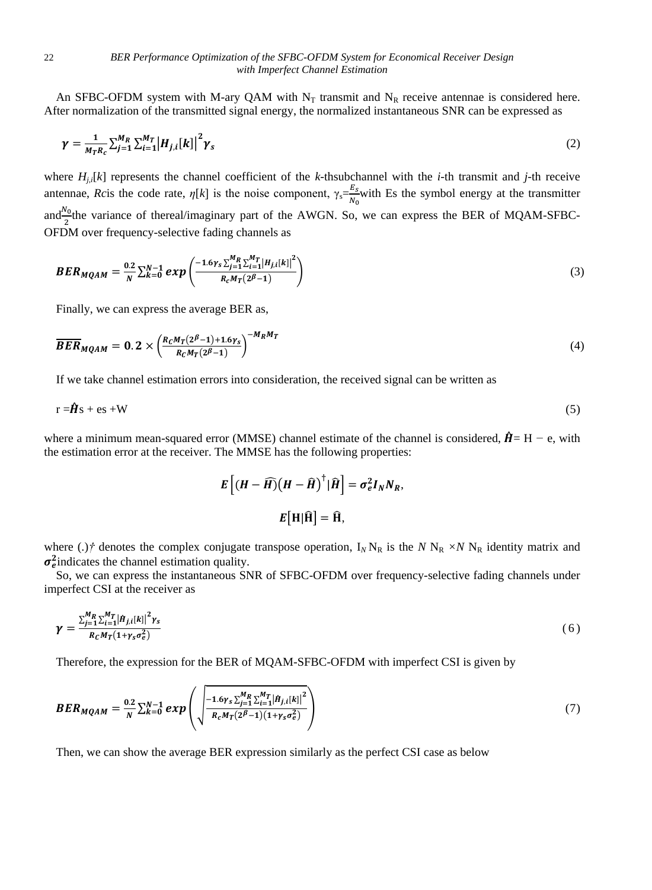An SFBC-OFDM system with M-ary QAM with $N_T$ transmit and $N_R$ receive antennae is considered here. After normalization of the transmitted signal energy, the normalized instantaneous SNR can be expressed as

$$\boldsymbol{\gamma = \frac{1}{M_T R_c} \sum_{j=1}^{M_R} \sum_{i=1}^{M_T} \left|H_{j,i}[k]\right|^2 \gamma_s} \tag{2}$$

where $H_{j,i}[k]$ represents the channel coefficient of the *k*-thsubchannel with the *i*-th transmit and *j*-th receive antennae, *Rc*is the code rate, $\eta[k]$ is the noise component, $\gamma_s = \frac{E_s}{N_0}$with Es the symbol energy at the transmitter and$\frac{N_0}{2}$the variance of thereal/imaginary part of the AWGN. So, we can express the BER of MQAM-SFBC-OFDM over frequency-selective fading channels as

$$\boldsymbol{BER_{MQAM} = \frac{0.2}{N} \sum_{k=0}^{N-1} exp\left(\frac{-1.6\gamma_s \sum_{j=1}^{M_R} \sum_{i=1}^{M_T} \left|H_{j,i}[k]\right|^2}{R_c M_T (2^\beta - 1)}\right)} \tag{3}$$

Finally, we can express the average BER as,

$$\boldsymbol{\overline{BER}_{MQAM} = 0.2 \times \left(\frac{R_C M_T (2^\beta - 1) + 1.6\gamma_s}{R_C M_T (2^\beta - 1)}\right)^{-M_R M_T}} \tag{4}$$

If we take channel estimation errors into consideration, the received signal can be written as

$$r = \hat{H}s + es + W \tag{5}$$

where a minimum mean-squared error (MMSE) channel estimate of the channel is considered, $\hat{H} = H - e$, with the estimation error at the receiver. The MMSE has the following properties:

$$\boldsymbol{E\left[(H - \widehat{H})(H - \widehat{H})^\dagger | \widehat{H}\right] = \sigma_e^2 I_N N_R},$$

$$\boldsymbol{E\left[\mathrm{H}|\widehat{\mathrm{H}}\right] = \widehat{\mathrm{H}}},$$

where $(.)^\dagger$ denotes the complex conjugate transpose operation, $I_N N_R$ is the $N\,N_R \times N\,N_R$ identity matrix and $\boldsymbol{\sigma_e^2}$indicates the channel estimation quality.

So, we can express the instantaneous SNR of SFBC-OFDM over frequency-selective fading channels under imperfect CSI at the receiver as

$$\boldsymbol{\gamma = \frac{\sum_{j=1}^{M_R} \sum_{i=1}^{M_T} \left|\hat{H}_{j,i}[k]\right|^2 \gamma_s}{R_C M_T (1 + \gamma_s \sigma_e^2)}} \tag{6}$$

Therefore, the expression for the BER of MQAM-SFBC-OFDM with imperfect CSI is given by

$$\boldsymbol{BER_{MQAM} = \frac{0.2}{N} \sum_{k=0}^{N-1} exp\left(\sqrt{\frac{-1.6\gamma_s \sum_{j=1}^{M_R} \sum_{i=1}^{M_T} \left|\hat{H}_{j,i}[k]\right|^2}{R_c M_T (2^\beta - 1)(1 + \gamma_s \sigma_e^2)}}\right)} \tag{7}$$

Then, we can show the average BER expression similarly as the perfect CSI case as below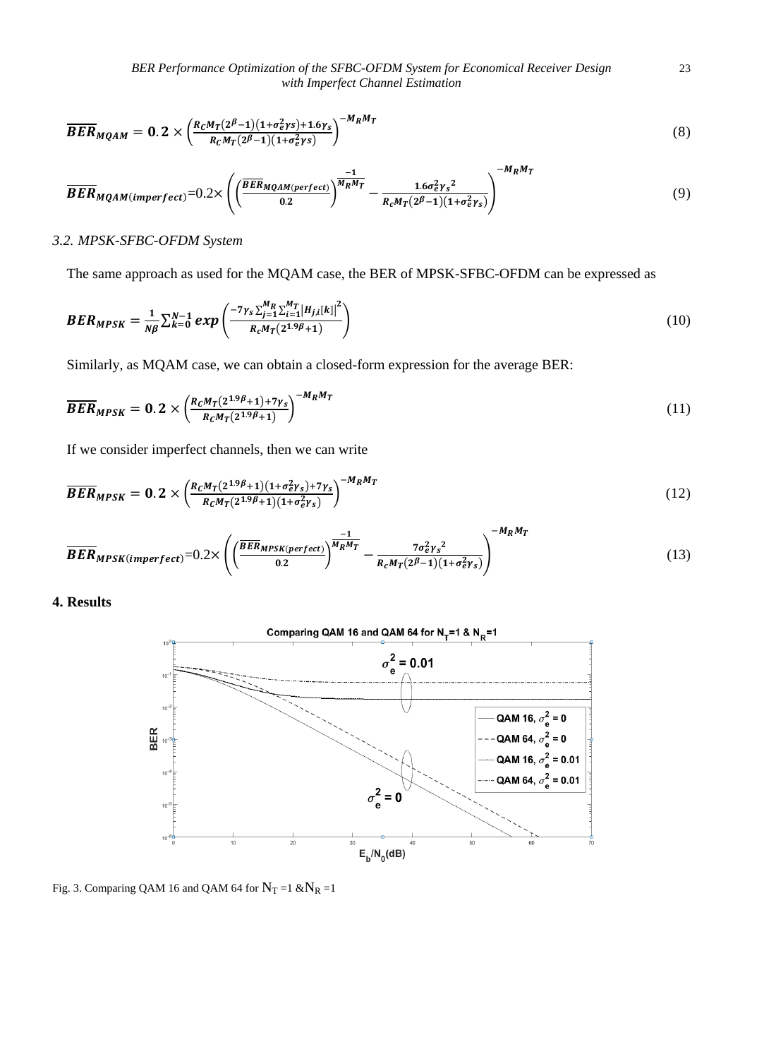$$\overline{BER}_{MQAM} = \mathbf{0.2} \times \left(\frac{R_C M_T(2^{\beta}-1)(1+\sigma_e^2 \gamma s)+1.6\gamma_s}{R_C M_T(2^{\beta}-1)(1+\sigma_e^2 \gamma s)}\right)^{-M_R M_T} \tag{8}$$

$$\overline{BER}_{MQAM(imperfect)} = 0.2 \times \left(\left(\frac{\overline{BER}_{MQAM(perfect)}}{0.2}\right)^{\frac{-1}{M_R M_T}} - \frac{1.6\sigma_e^2 {\gamma_s}^2}{R_c M_T(2^{\beta}-1)(1+\sigma_e^2 \gamma_s)}\right)^{-M_R M_T} \tag{9}$$

### 3.2. MPSK-SFBC-OFDM System

The same approach as used for the MQAM case, the BER of MPSK-SFBC-OFDM can be expressed as

$$BER_{MPSK} = \frac{1}{N\beta}\sum_{k=0}^{N-1} exp\left(\frac{-7\gamma_s \sum_{j=1}^{M_R}\sum_{i=1}^{M_T}\left|H_{j,i}[k]\right|^2}{R_c M_T(2^{1.9\beta}+1)}\right) \tag{10}$$

Similarly, as MQAM case, we can obtain a closed-form expression for the average BER:

$$\overline{BER}_{MPSK} = \mathbf{0.2} \times \left(\frac{R_C M_T(2^{1.9\beta}+1)+7\gamma_s}{R_C M_T(2^{1.9\beta}+1)}\right)^{-M_R M_T} \tag{11}$$

If we consider imperfect channels, then we can write

$$\overline{BER}_{MPSK} = \mathbf{0.2} \times \left(\frac{R_C M_T(2^{1.9\beta}+1)(1+\sigma_e^2 \gamma_s)+7\gamma_s}{R_C M_T(2^{1.9\beta}+1)(1+\sigma_e^2 \gamma_s)}\right)^{-M_R M_T} \tag{12}$$

$$\overline{BER}_{MPSK(imperfect)} = 0.2 \times \left(\left(\frac{\overline{BER}_{MPSK(perfect)}}{0.2}\right)^{\frac{-1}{M_R M_T}} - \frac{7\sigma_e^2 {\gamma_s}^2}{R_c M_T(2^{\beta}-1)(1+\sigma_e^2 \gamma_s)}\right)^{-M_R M_T} \tag{13}$$

## 4. Results

Fig. 3. Comparing QAM 16 and QAM 64 for $N_T = 1$ & $N_R = 1$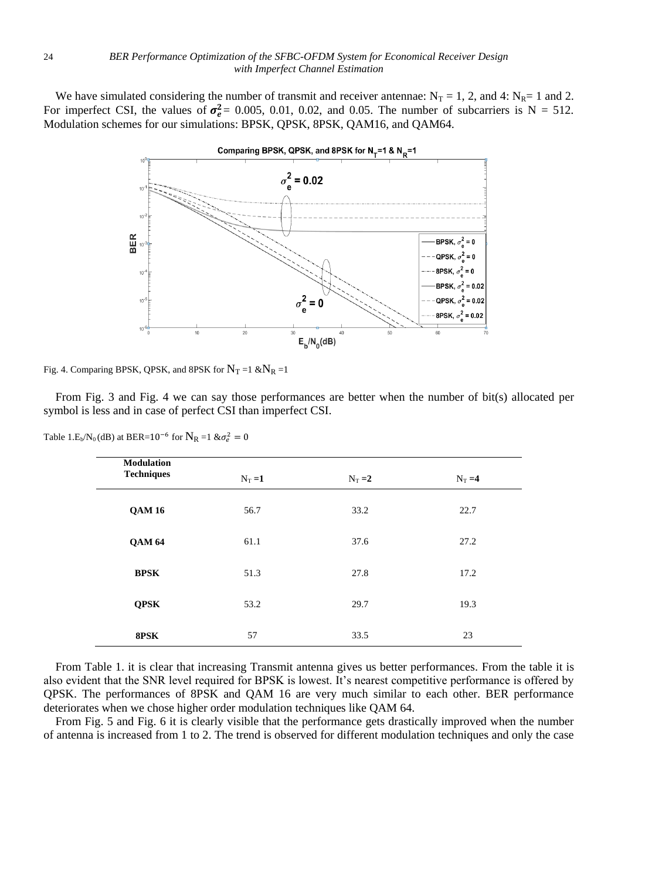We have simulated considering the number of transmit and receiver antennae: $N_T$ = 1, 2, and 4: $N_R$= 1 and 2. For imperfect CSI, the values of $\boldsymbol{\sigma_e^2}$= 0.005, 0.01, 0.02, and 0.05. The number of subcarriers is N = 512. Modulation schemes for our simulations: BPSK, QPSK, 8PSK, QAM16, and QAM64.

Fig. 4. Comparing BPSK, QPSK, and 8PSK for $N_T$ =1 &$N_R$ =1

From Fig. 3 and Fig. 4 we can say those performances are better when the number of bit(s) allocated per symbol is less and in case of perfect CSI than imperfect CSI.

Table 1.$E_b/N_0$ (dB) at BER=$10^{-6}$ for $N_R$ =1 &$\sigma_e^2 = 0$

| Modulation Techniques | $N_T$ =1 | $N_T$ =2 | $N_T$ =4 |
|---|---|---|---|
| **QAM 16** | 56.7 | 33.2 | 22.7 |
| **QAM 64** | 61.1 | 37.6 | 27.2 |
| **BPSK** | 51.3 | 27.8 | 17.2 |
| **QPSK** | 53.2 | 29.7 | 19.3 |
| **8PSK** | 57 | 33.5 | 23 |

From Table 1. it is clear that increasing Transmit antenna gives us better performances. From the table it is also evident that the SNR level required for BPSK is lowest. It's nearest competitive performance is offered by QPSK. The performances of 8PSK and QAM 16 are very much similar to each other. BER performance deteriorates when we chose higher order modulation techniques like QAM 64.

From Fig. 5 and Fig. 6 it is clearly visible that the performance gets drastically improved when the number of antenna is increased from 1 to 2. The trend is observed for different modulation techniques and only the case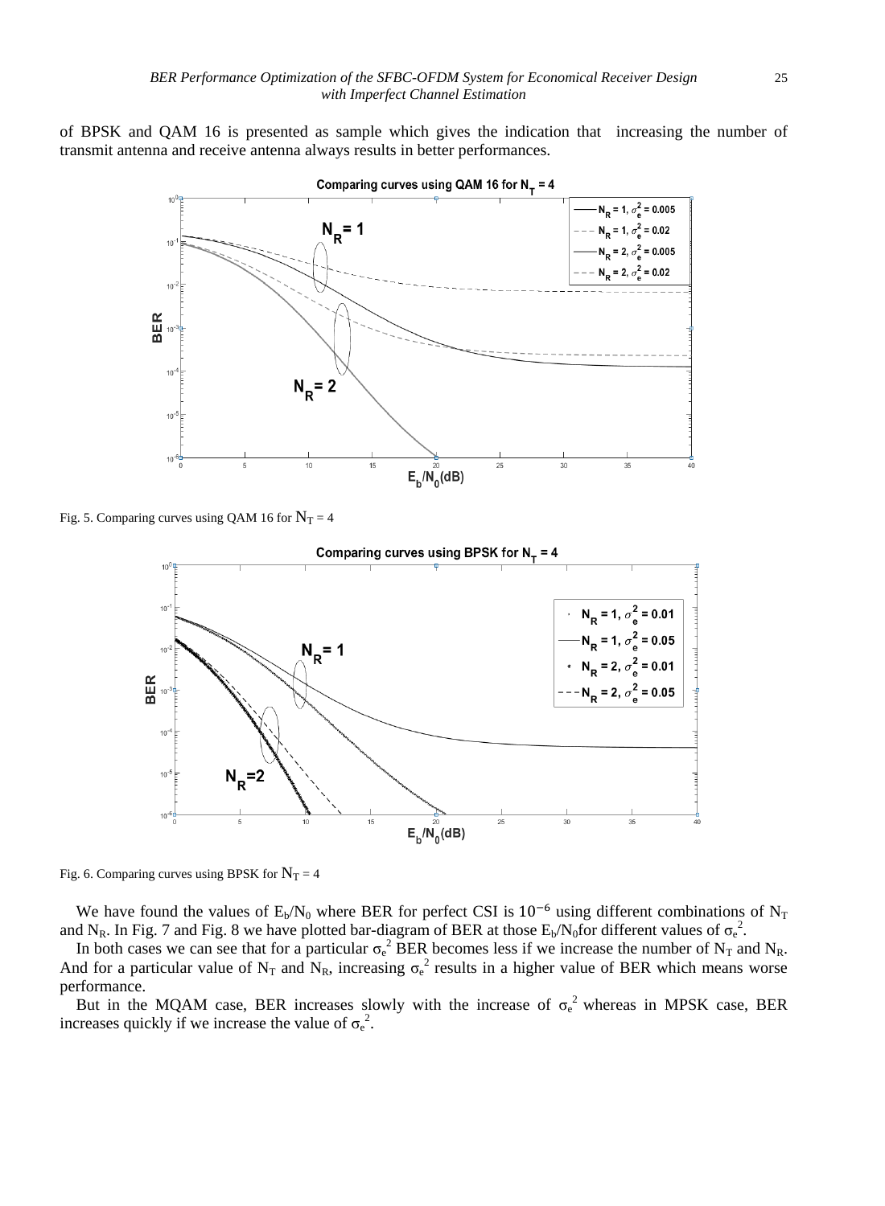of BPSK and QAM 16 is presented as sample which gives the indication that increasing the number of transmit antenna and receive antenna always results in better performances.

Fig. 5. Comparing curves using QAM 16 for $N_T = 4$

Fig. 6. Comparing curves using BPSK for $N_T = 4$

We have found the values of $E_b/N_0$ where BER for perfect CSI is $10^{-6}$ using different combinations of $N_T$ and $N_R$. In Fig. 7 and Fig. 8 we have plotted bar-diagram of BER at those $E_b/N_0$ for different values of $\sigma_e^2$.

In both cases we can see that for a particular $\sigma_e^2$ BER becomes less if we increase the number of $N_T$ and $N_R$. And for a particular value of $N_T$ and $N_R$, increasing $\sigma_e^2$ results in a higher value of BER which means worse performance.

But in the MQAM case, BER increases slowly with the increase of $\sigma_e^2$ whereas in MPSK case, BER increases quickly if we increase the value of $\sigma_e^2$.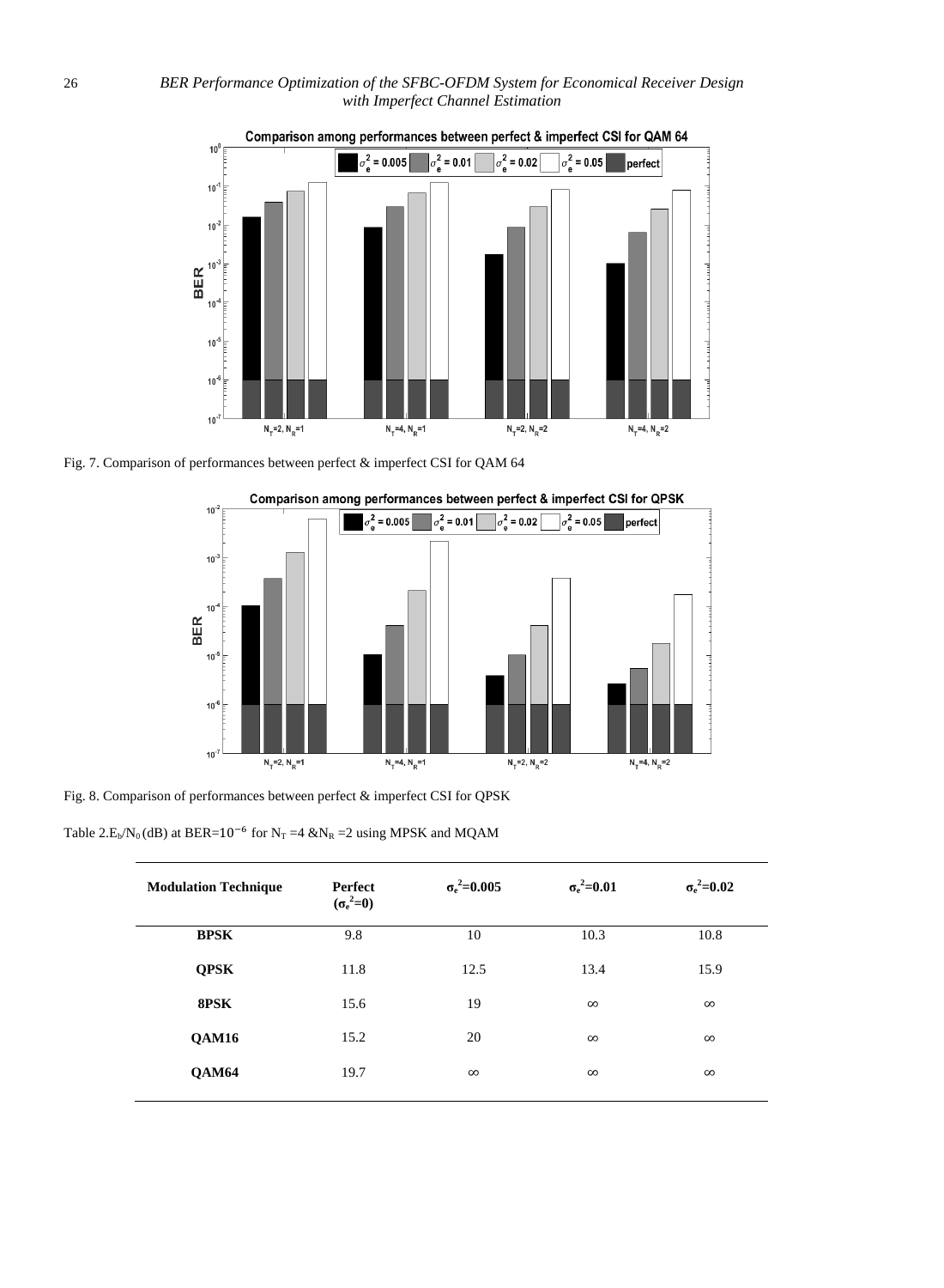Fig. 7. Comparison of performances between perfect & imperfect CSI for QAM 64

Fig. 8. Comparison of performances between perfect & imperfect CSI for QPSK

Table 2. $E_b/N_0$ (dB) at BER=$10^{-6}$ for $N_T$ =4 & $N_R$ =2 using MPSK and MQAM

| Modulation Technique | Perfect ($\sigma_e^2$=0) | $\sigma_e^2$=0.005 | $\sigma_e^2$=0.01 | $\sigma_e^2$=0.02 |
|---|---|---|---|---|
| **BPSK** | 9.8 | 10 | 10.3 | 10.8 |
| **QPSK** | 11.8 | 12.5 | 13.4 | 15.9 |
| **8PSK** | 15.6 | 19 | ∞ | ∞ |
| **QAM16** | 15.2 | 20 | ∞ | ∞ |
| **QAM64** | 19.7 | ∞ | ∞ | ∞ |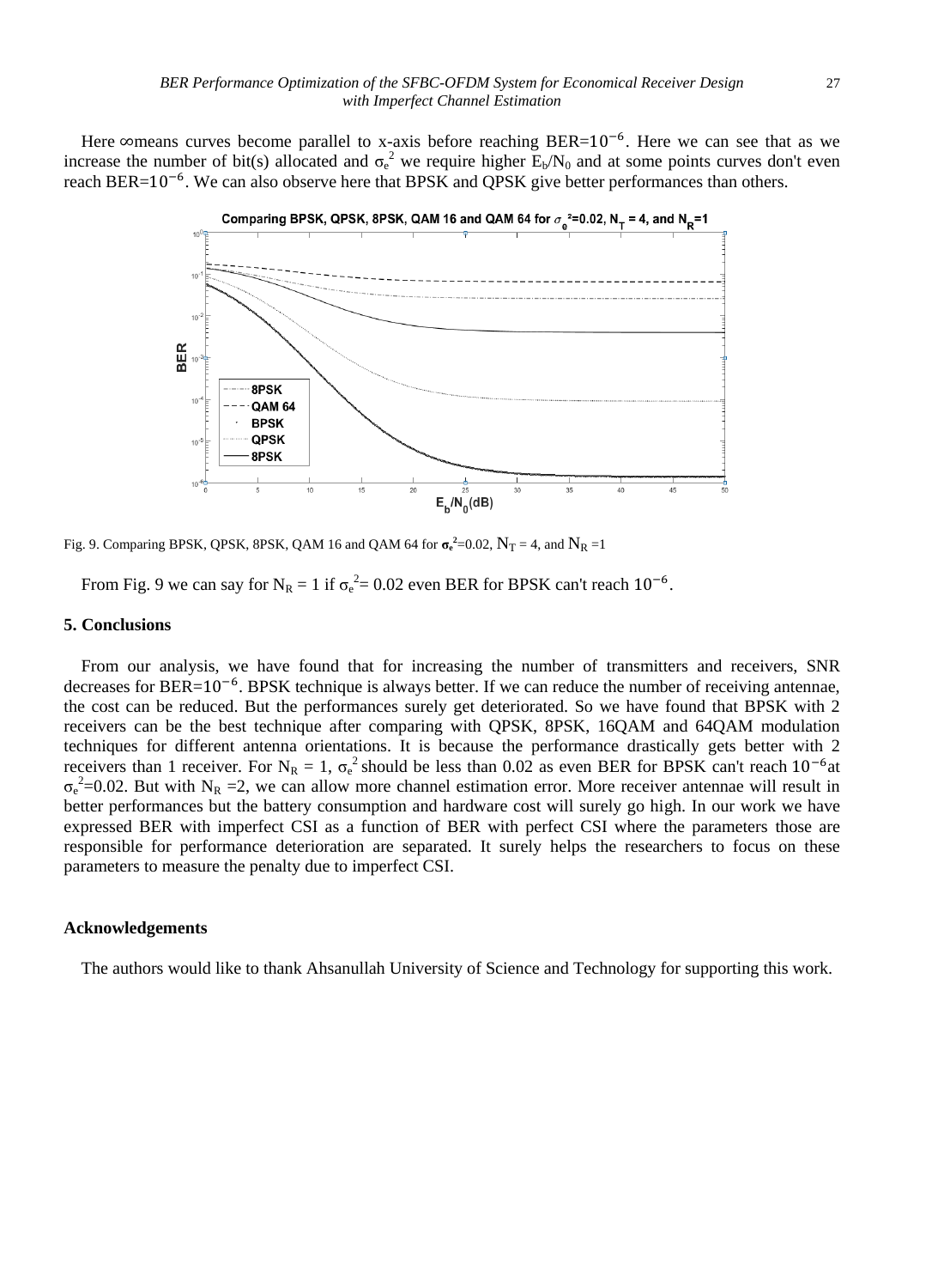Here ∞means curves become parallel to x-axis before reaching BER=$10^{-6}$. Here we can see that as we increase the number of bit(s) allocated and $\sigma_e^2$ we require higher $E_b/N_0$ and at some points curves don't even reach BER=$10^{-6}$. We can also observe here that BPSK and QPSK give better performances than others.

Fig. 9. Comparing BPSK, QPSK, 8PSK, QAM 16 and QAM 64 for $\sigma_e^2$=0.02, $N_T$ = 4, and $N_R$ =1

From Fig. 9 we can say for $N_R$ = 1 if $\sigma_e^2$= 0.02 even BER for BPSK can't reach $10^{-6}$.

## 5. Conclusions

From our analysis, we have found that for increasing the number of transmitters and receivers, SNR decreases for BER=$10^{-6}$. BPSK technique is always better. If we can reduce the number of receiving antennae, the cost can be reduced. But the performances surely get deteriorated. So we have found that BPSK with 2 receivers can be the best technique after comparing with QPSK, 8PSK, 16QAM and 64QAM modulation techniques for different antenna orientations. It is because the performance drastically gets better with 2 receivers than 1 receiver. For $N_R$ = 1, $\sigma_e^2$ should be less than 0.02 as even BER for BPSK can't reach $10^{-6}$at $\sigma_e^2$=0.02. But with $N_R$ =2, we can allow more channel estimation error. More receiver antennae will result in better performances but the battery consumption and hardware cost will surely go high. In our work we have expressed BER with imperfect CSI as a function of BER with perfect CSI where the parameters those are responsible for performance deterioration are separated. It surely helps the researchers to focus on these parameters to measure the penalty due to imperfect CSI.

## Acknowledgements

The authors would like to thank Ahsanullah University of Science and Technology for supporting this work.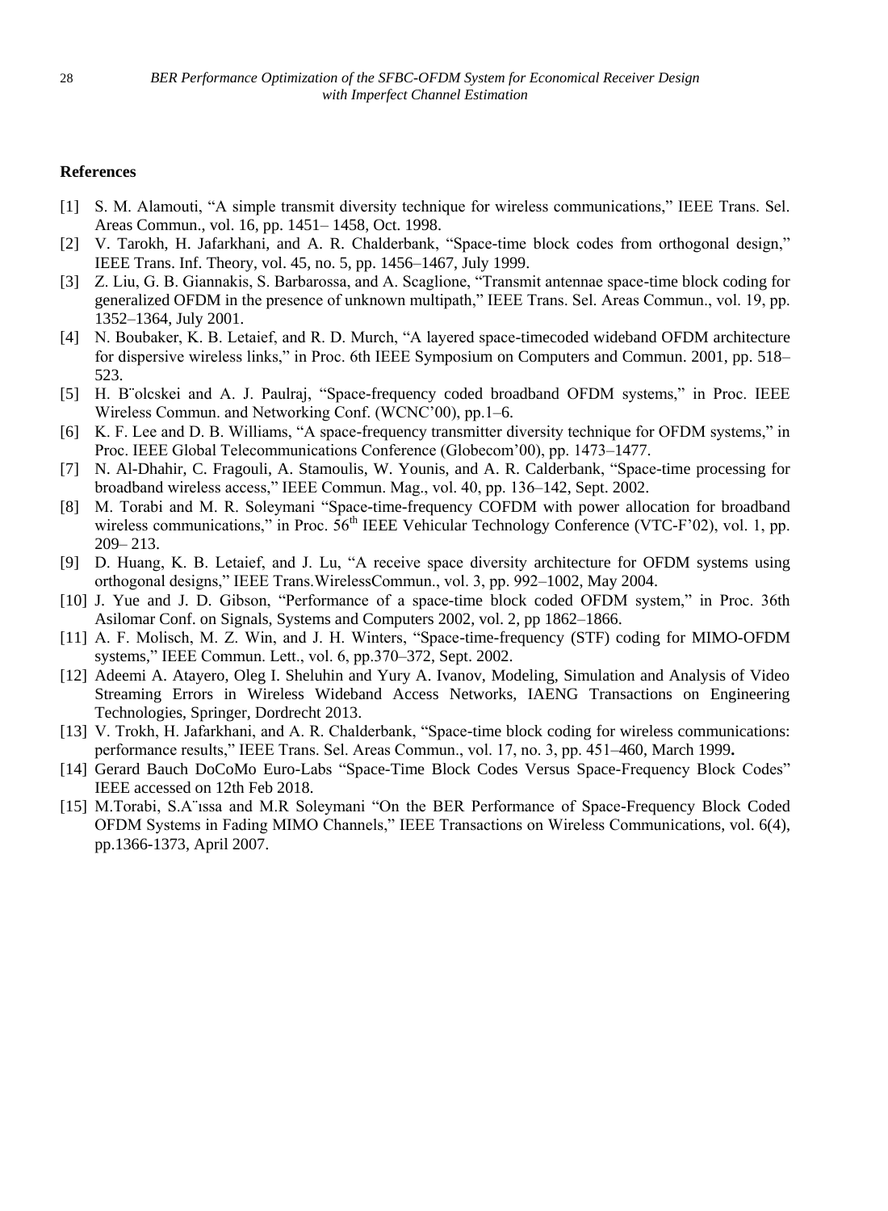**References**

[1] S. M. Alamouti, "A simple transmit diversity technique for wireless communications," IEEE Trans. Sel. Areas Commun., vol. 16, pp. 1451– 1458, Oct. 1998.

[2] V. Tarokh, H. Jafarkhani, and A. R. Chalderbank, "Space-time block codes from orthogonal design," IEEE Trans. Inf. Theory, vol. 45, no. 5, pp. 1456–1467, July 1999.

[3] Z. Liu, G. B. Giannakis, S. Barbarossa, and A. Scaglione, "Transmit antennae space-time block coding for generalized OFDM in the presence of unknown multipath," IEEE Trans. Sel. Areas Commun., vol. 19, pp. 1352–1364, July 2001.

[4] N. Boubaker, K. B. Letaief, and R. D. Murch, "A layered space-timecoded wideband OFDM architecture for dispersive wireless links," in Proc. 6th IEEE Symposium on Computers and Commun. 2001, pp. 518–523.

[5] H. B¨olcskei and A. J. Paulraj, "Space-frequency coded broadband OFDM systems," in Proc. IEEE Wireless Commun. and Networking Conf. (WCNC'00), pp.1–6.

[6] K. F. Lee and D. B. Williams, "A space-frequency transmitter diversity technique for OFDM systems," in Proc. IEEE Global Telecommunications Conference (Globecom'00), pp. 1473–1477.

[7] N. Al-Dhahir, C. Fragouli, A. Stamoulis, W. Younis, and A. R. Calderbank, "Space-time processing for broadband wireless access," IEEE Commun. Mag., vol. 40, pp. 136–142, Sept. 2002.

[8] M. Torabi and M. R. Soleymani "Space-time-frequency COFDM with power allocation for broadband wireless communications," in Proc. 56th IEEE Vehicular Technology Conference (VTC-F'02), vol. 1, pp. 209– 213.

[9] D. Huang, K. B. Letaief, and J. Lu, "A receive space diversity architecture for OFDM systems using orthogonal designs," IEEE Trans.WirelessCommun., vol. 3, pp. 992–1002, May 2004.

[10] J. Yue and J. D. Gibson, "Performance of a space-time block coded OFDM system," in Proc. 36th Asilomar Conf. on Signals, Systems and Computers 2002, vol. 2, pp 1862–1866.

[11] A. F. Molisch, M. Z. Win, and J. H. Winters, "Space-time-frequency (STF) coding for MIMO-OFDM systems," IEEE Commun. Lett., vol. 6, pp.370–372, Sept. 2002.

[12] Adeemi A. Atayero, Oleg I. Sheluhin and Yury A. Ivanov, Modeling, Simulation and Analysis of Video Streaming Errors in Wireless Wideband Access Networks, IAENG Transactions on Engineering Technologies, Springer, Dordrecht 2013.

[13] V. Trokh, H. Jafarkhani, and A. R. Chalderbank, "Space-time block coding for wireless communications: performance results," IEEE Trans. Sel. Areas Commun., vol. 17, no. 3, pp. 451–460, March 1999**.**

[14] Gerard Bauch DoCoMo Euro-Labs "Space-Time Block Codes Versus Space-Frequency Block Codes" IEEE accessed on 12th Feb 2018.

[15] M.Torabi, S.A¨ıssa and M.R Soleymani "On the BER Performance of Space-Frequency Block Coded OFDM Systems in Fading MIMO Channels," IEEE Transactions on Wireless Communications, vol. 6(4), pp.1366-1373, April 2007.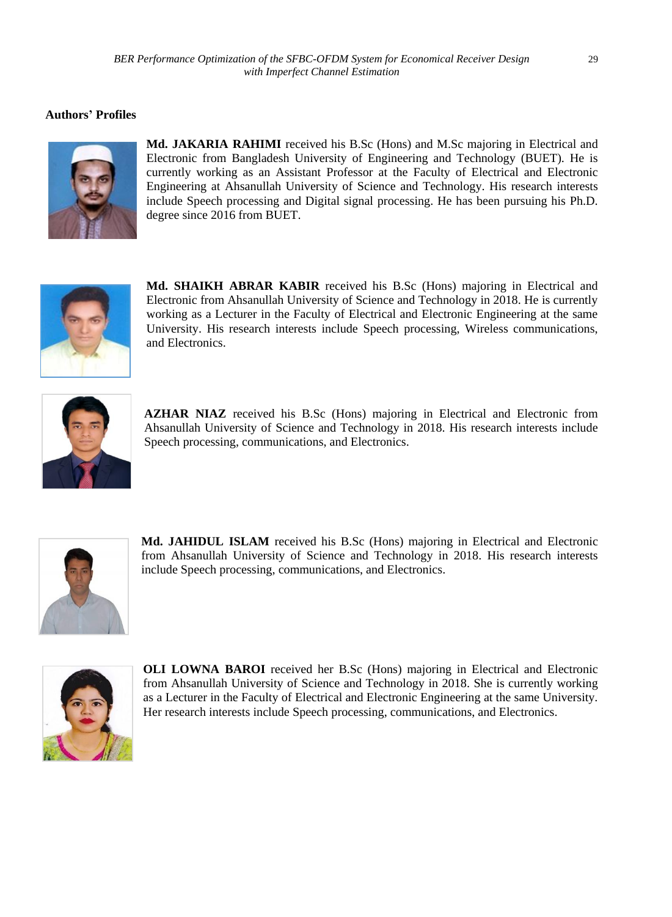**Authors' Profiles**

**Md. JAKARIA RAHIMI** received his B.Sc (Hons) and M.Sc majoring in Electrical and Electronic from Bangladesh University of Engineering and Technology (BUET). He is currently working as an Assistant Professor at the Faculty of Electrical and Electronic Engineering at Ahsanullah University of Science and Technology. His research interests include Speech processing and Digital signal processing. He has been pursuing his Ph.D. degree since 2016 from BUET.

**Md. SHAIKH ABRAR KABIR** received his B.Sc (Hons) majoring in Electrical and Electronic from Ahsanullah University of Science and Technology in 2018. He is currently working as a Lecturer in the Faculty of Electrical and Electronic Engineering at the same University. His research interests include Speech processing, Wireless communications, and Electronics.

**AZHAR NIAZ** received his B.Sc (Hons) majoring in Electrical and Electronic from Ahsanullah University of Science and Technology in 2018. His research interests include Speech processing, communications, and Electronics.

**Md. JAHIDUL ISLAM** received his B.Sc (Hons) majoring in Electrical and Electronic from Ahsanullah University of Science and Technology in 2018. His research interests include Speech processing, communications, and Electronics.

**OLI LOWNA BAROI** received her B.Sc (Hons) majoring in Electrical and Electronic from Ahsanullah University of Science and Technology in 2018. She is currently working as a Lecturer in the Faculty of Electrical and Electronic Engineering at the same University. Her research interests include Speech processing, communications, and Electronics.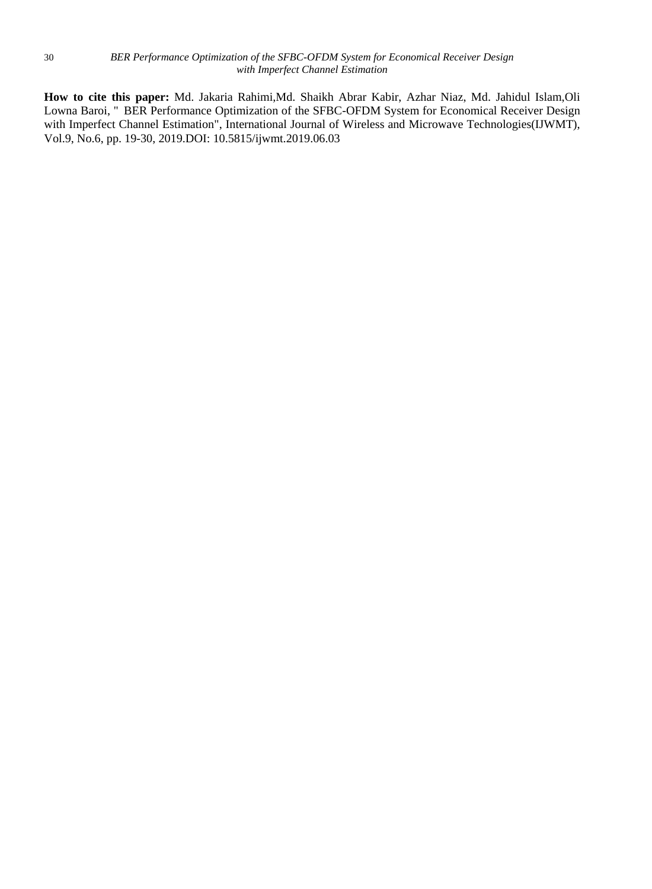**How to cite this paper:** Md. Jakaria Rahimi,Md. Shaikh Abrar Kabir, Azhar Niaz, Md. Jahidul Islam,Oli Lowna Baroi, " BER Performance Optimization of the SFBC-OFDM System for Economical Receiver Design with Imperfect Channel Estimation", International Journal of Wireless and Microwave Technologies(IJWMT), Vol.9, No.6, pp. 19-30, 2019.DOI: 10.5815/ijwmt.2019.06.03